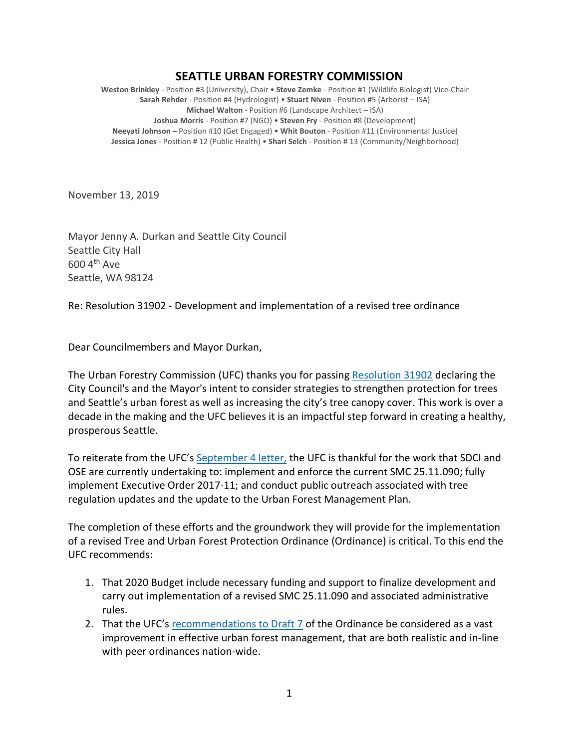# SEATTLE URBAN FORESTRY COMMISSION

**Weston Brinkley** - Position #3 (University), Chair • **Steve Zemke** - Position #1 (Wildlife Biologist) Vice-Chair
**Sarah Rehder** - Position #4 (Hydrologist) • **Stuart Niven** - Position #5 (Arborist – ISA)
**Michael Walton** - Position #6 (Landscape Architect – ISA)
**Joshua Morris** - Position #7 (NGO) • **Steven Fry** - Position #8 (Development)
**Neeyati Johnson –** Position #10 (Get Engaged) • **Whit Bouton** - Position #11 (Environmental Justice)
**Jessica Jones** - Position # 12 (Public Health) • **Shari Selch** - Position # 13 (Community/Neighborhood)

November 13, 2019

Mayor Jenny A. Durkan and Seattle City Council
Seattle City Hall
600 4th Ave
Seattle, WA 98124

Re: Resolution 31902 - Development and implementation of a revised tree ordinance

Dear Councilmembers and Mayor Durkan,

The Urban Forestry Commission (UFC) thanks you for passing Resolution 31902 declaring the City Council's and the Mayor's intent to consider strategies to strengthen protection for trees and Seattle's urban forest as well as increasing the city's tree canopy cover. This work is over a decade in the making and the UFC believes it is an impactful step forward in creating a healthy, prosperous Seattle.

To reiterate from the UFC's September 4 letter, the UFC is thankful for the work that SDCI and OSE are currently undertaking to: implement and enforce the current SMC 25.11.090; fully implement Executive Order 2017-11; and conduct public outreach associated with tree regulation updates and the update to the Urban Forest Management Plan.

The completion of these efforts and the groundwork they will provide for the implementation of a revised Tree and Urban Forest Protection Ordinance (Ordinance) is critical. To this end the UFC recommends:

1. That 2020 Budget include necessary funding and support to finalize development and carry out implementation of a revised SMC 25.11.090 and associated administrative rules.
2. That the UFC's recommendations to Draft 7 of the Ordinance be considered as a vast improvement in effective urban forest management, that are both realistic and in-line with peer ordinances nation-wide.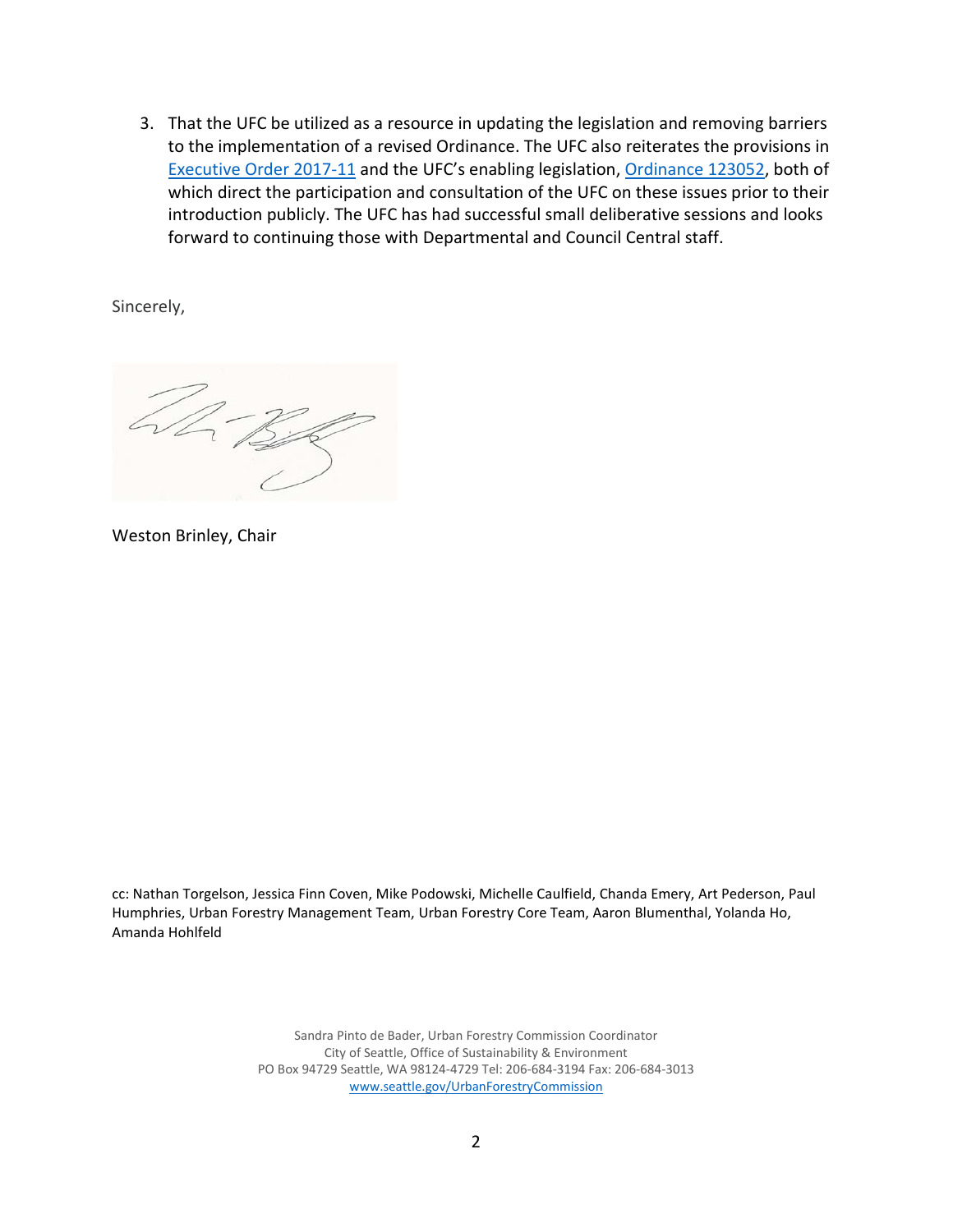3. That the UFC be utilized as a resource in updating the legislation and removing barriers to the implementation of a revised Ordinance. The UFC also reiterates the provisions in [Executive Order 2017-11] and the UFC's enabling legislation, [Ordinance 123052], both of which direct the participation and consultation of the UFC on these issues prior to their introduction publicly. The UFC has had successful small deliberative sessions and looks forward to continuing those with Departmental and Council Central staff.

Sincerely,

Weston Brinley, Chair

cc: Nathan Torgelson, Jessica Finn Coven, Mike Podowski, Michelle Caulfield, Chanda Emery, Art Pederson, Paul Humphries, Urban Forestry Management Team, Urban Forestry Core Team, Aaron Blumenthal, Yolanda Ho, Amanda Hohlfeld

Sandra Pinto de Bader, Urban Forestry Commission Coordinator
City of Seattle, Office of Sustainability & Environment
PO Box 94729 Seattle, WA 98124-4729 Tel: 206-684-3194 Fax: 206-684-3013
www.seattle.gov/UrbanForestryCommission